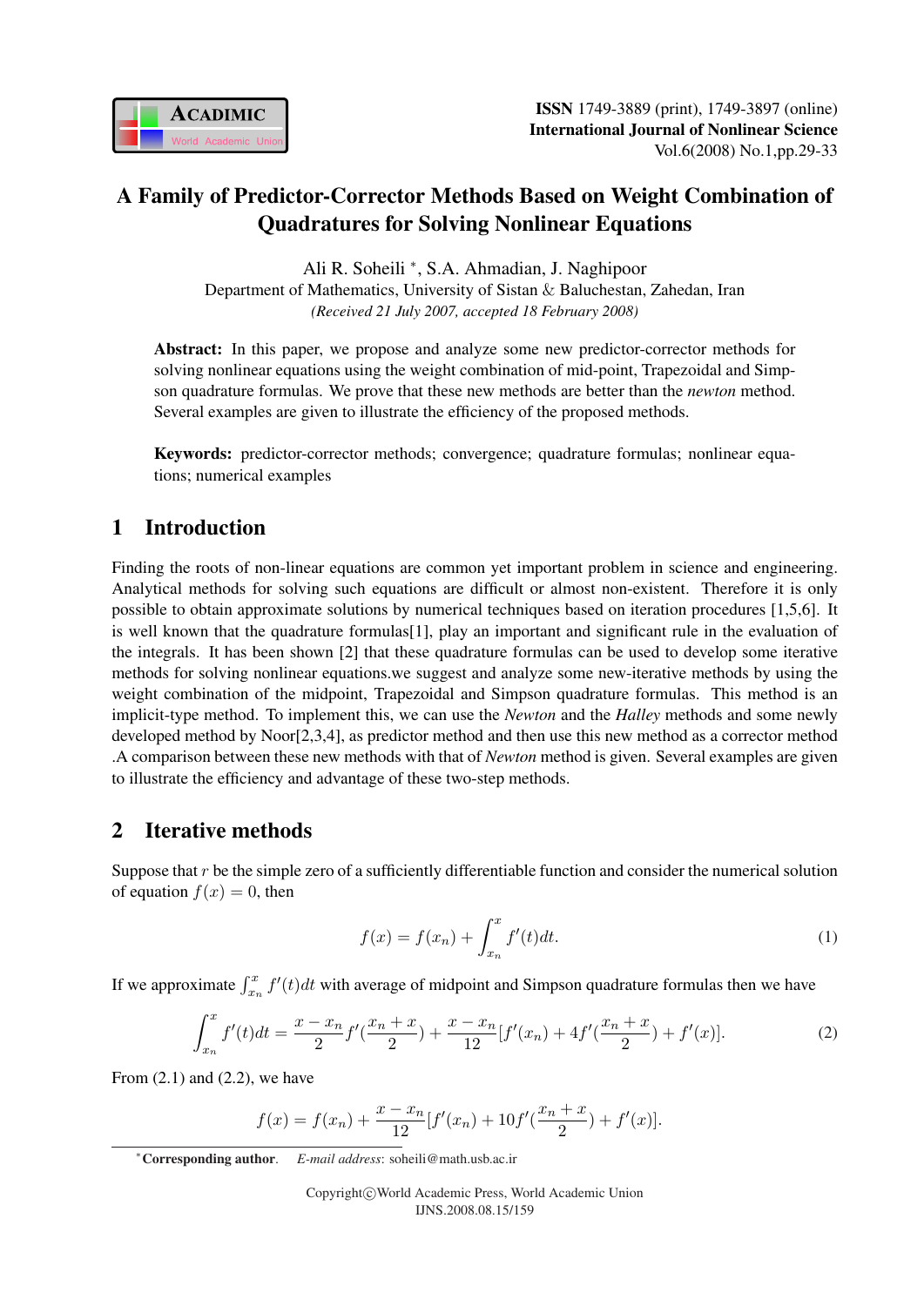# A Family of Predictor-Corrector Methods Based on Weight Combination of Quadratures for Solving Nonlinear Equations

Ali R. Soheili [*], S.A. Ahmadian, J. Naghipoor

Department of Mathematics, University of Sistan & Baluchestan, Zahedan, Iran

*(Received 21 July 2007, accepted 18 February 2008)*

**Abstract:** In this paper, we propose and analyze some new predictor-corrector methods for solving nonlinear equations using the weight combination of mid-point, Trapezoidal and Simpson quadrature formulas. We prove that these new methods are better than the *newton* method. Several examples are given to illustrate the efficiency of the proposed methods.

**Keywords:** predictor-corrector methods; convergence; quadrature formulas; nonlinear equations; numerical examples

## 1 Introduction

Finding the roots of non-linear equations are common yet important problem in science and engineering. Analytical methods for solving such equations are difficult or almost non-existent. Therefore it is only possible to obtain approximate solutions by numerical techniques based on iteration procedures [1,5,6]. It is well known that the quadrature formulas[1], play an important and significant rule in the evaluation of the integrals. It has been shown [2] that these quadrature formulas can be used to develop some iterative methods for solving nonlinear equations.we suggest and analyze some new-iterative methods by using the weight combination of the midpoint, Trapezoidal and Simpson quadrature formulas. This method is an implicit-type method. To implement this, we can use the *Newton* and the *Halley* methods and some newly developed method by Noor[2,3,4], as predictor method and then use this new method as a corrector method .A comparison between these new methods with that of *Newton* method is given. Several examples are given to illustrate the efficiency and advantage of these two-step methods.

## 2 Iterative methods

Suppose that $r$ be the simple zero of a sufficiently differentiable function and consider the numerical solution of equation $f(x) = 0$, then

$$f(x) = f(x_n) + \int_{x_n}^{x} f'(t)dt. \tag{1}$$

If we approximate $\int_{x_n}^{x} f'(t)dt$ with average of midpoint and Simpson quadrature formulas then we have

$$\int_{x_n}^{x} f'(t)dt = \frac{x - x_n}{2} f'(\frac{x_n + x}{2}) + \frac{x - x_n}{12}[f'(x_n) + 4f'(\frac{x_n + x}{2}) + f'(x)]. \tag{2}$$

From (2.1) and (2.2), we have

$$f(x) = f(x_n) + \frac{x - x_n}{12}[f'(x_n) + 10f'(\frac{x_n + x}{2}) + f'(x)].$$

[*] **Corresponding author**. *E-mail address*: soheili@math.usb.ac.ir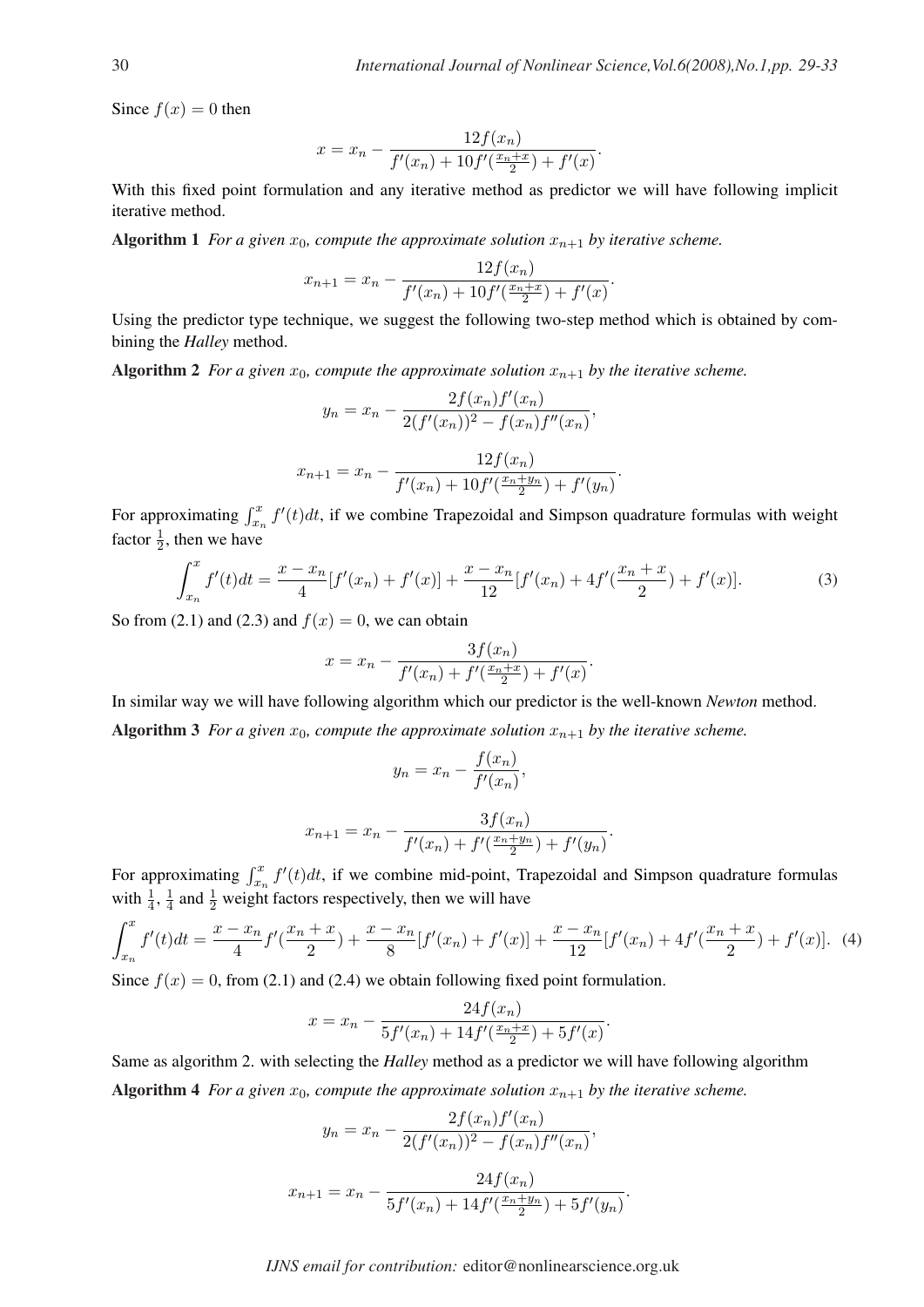Since $f(x) = 0$ then

$$x = x_n - \frac{12f(x_n)}{f'(x_n) + 10f'(\frac{x_n+x}{2}) + f'(x)}.$$

With this fixed point formulation and any iterative method as predictor we will have following implicit iterative method.

**Algorithm 1** *For a given $x_0$, compute the approximate solution $x_{n+1}$ by iterative scheme.*

$$x_{n+1} = x_n - \frac{12f(x_n)}{f'(x_n) + 10f'(\frac{x_n+x}{2}) + f'(x)}.$$

Using the predictor type technique, we suggest the following two-step method which is obtained by combining the *Halley* method.

**Algorithm 2** *For a given $x_0$, compute the approximate solution $x_{n+1}$ by the iterative scheme.*

$$y_n = x_n - \frac{2f(x_n)f'(x_n)}{2(f'(x_n))^2 - f(x_n)f''(x_n)},$$

$$x_{n+1} = x_n - \frac{12f(x_n)}{f'(x_n) + 10f'(\frac{x_n+y_n}{2}) + f'(y_n)}.$$

For approximating $\int_{x_n}^{x} f'(t)dt$, if we combine Trapezoidal and Simpson quadrature formulas with weight factor $\frac{1}{2}$, then we have

$$\int_{x_n}^{x} f'(t)dt = \frac{x-x_n}{4}[f'(x_n) + f'(x)] + \frac{x-x_n}{12}[f'(x_n) + 4f'(\frac{x_n+x}{2}) + f'(x)]. \tag{3}$$

So from (2.1) and (2.3) and $f(x) = 0$, we can obtain

$$x = x_n - \frac{3f(x_n)}{f'(x_n) + f'(\frac{x_n+x}{2}) + f'(x)}.$$

In similar way we will have following algorithm which our predictor is the well-known *Newton* method.

**Algorithm 3** *For a given $x_0$, compute the approximate solution $x_{n+1}$ by the iterative scheme.*

$$y_n = x_n - \frac{f(x_n)}{f'(x_n)},$$

$$x_{n+1} = x_n - \frac{3f(x_n)}{f'(x_n) + f'(\frac{x_n+y_n}{2}) + f'(y_n)}.$$

For approximating $\int_{x_n}^{x} f'(t)dt$, if we combine mid-point, Trapezoidal and Simpson quadrature formulas with $\frac{1}{4}$, $\frac{1}{4}$ and $\frac{1}{2}$ weight factors respectively, then we will have

$$\int_{x_n}^{x} f'(t)dt = \frac{x-x_n}{4}f'(\frac{x_n+x}{2}) + \frac{x-x_n}{8}[f'(x_n) + f'(x)] + \frac{x-x_n}{12}[f'(x_n) + 4f'(\frac{x_n+x}{2}) + f'(x)]. \tag{4}$$

Since $f(x) = 0$, from (2.1) and (2.4) we obtain following fixed point formulation.

$$x = x_n - \frac{24f(x_n)}{5f'(x_n) + 14f'(\frac{x_n+x}{2}) + 5f'(x)}.$$

Same as algorithm 2. with selecting the *Halley* method as a predictor we will have following algorithm

**Algorithm 4** *For a given $x_0$, compute the approximate solution $x_{n+1}$ by the iterative scheme.*

$$y_n = x_n - \frac{2f(x_n)f'(x_n)}{2(f'(x_n))^2 - f(x_n)f''(x_n)},$$

$$x_{n+1} = x_n - \frac{24f(x_n)}{5f'(x_n) + 14f'(\frac{x_n+y_n}{2}) + 5f'(y_n)}.$$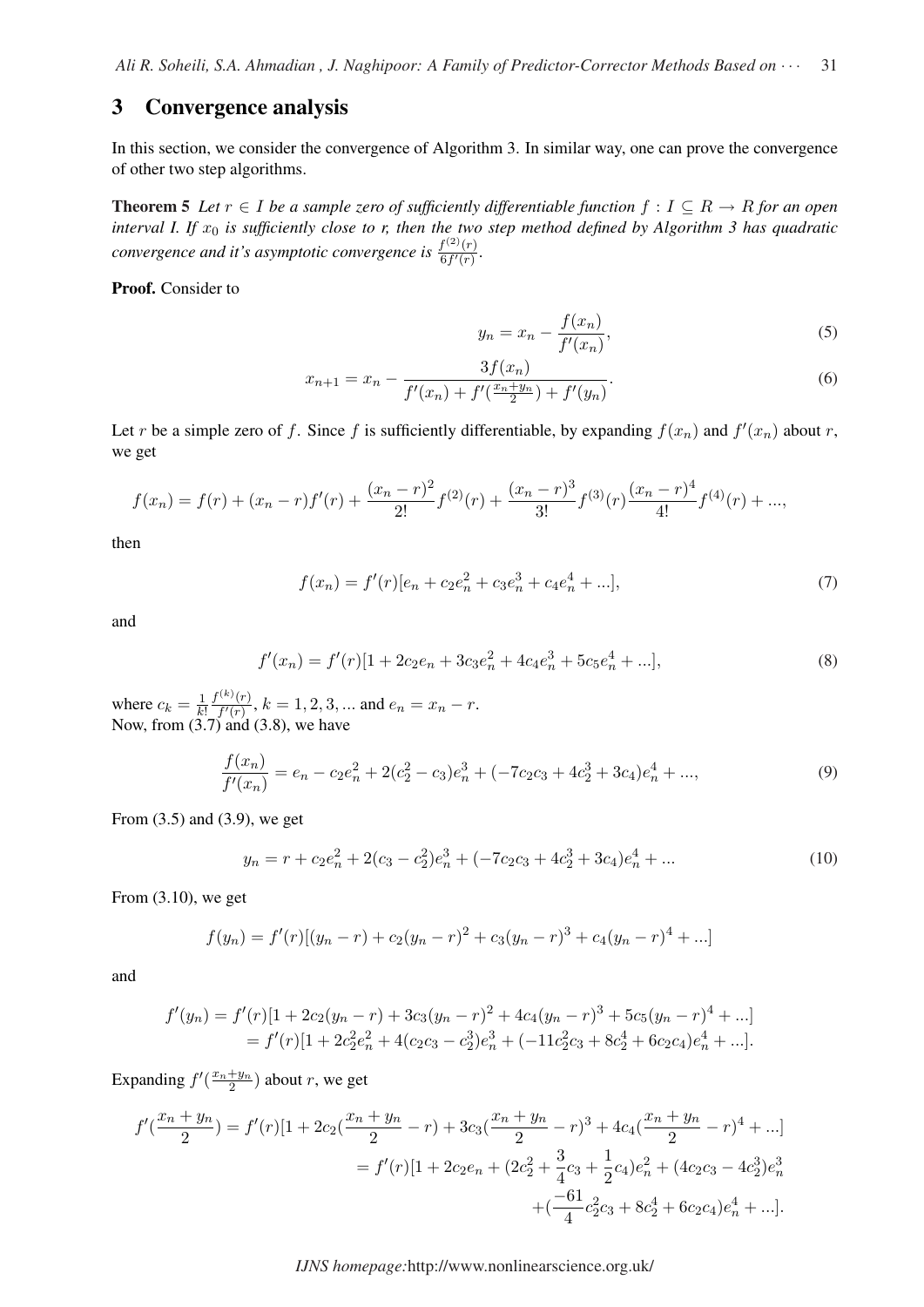## 3 Convergence analysis

In this section, we consider the convergence of Algorithm 3. In similar way, one can prove the convergence of other two step algorithms.

**Theorem 5** *Let $r \in I$ be a sample zero of sufficiently differentiable function $f : I \subseteq R \to R$ for an open interval I. If $x_0$ is sufficiently close to r, then the two step method defined by Algorithm 3 has quadratic convergence and it's asymptotic convergence is $\frac{f^{(2)}(r)}{6f'(r)}$.*

**Proof.** Consider to

$$y_n = x_n - \frac{f(x_n)}{f'(x_n)}, \tag{5}$$

$$x_{n+1} = x_n - \frac{3f(x_n)}{f'(x_n) + f'(\frac{x_n+y_n}{2}) + f'(y_n)}. \tag{6}$$

Let $r$ be a simple zero of $f$. Since $f$ is sufficiently differentiable, by expanding $f(x_n)$ and $f'(x_n)$ about $r$, we get

$$f(x_n) = f(r) + (x_n - r)f'(r) + \frac{(x_n - r)^2}{2!}f^{(2)}(r) + \frac{(x_n - r)^3}{3!}f^{(3)}(r)\frac{(x_n - r)^4}{4!}f^{(4)}(r) + ...,$$

then

$$f(x_n) = f'(r)[e_n + c_2e_n^2 + c_3e_n^3 + c_4e_n^4 + ...], \tag{7}$$

and

$$f'(x_n) = f'(r)[1 + 2c_2e_n + 3c_3e_n^2 + 4c_4e_n^3 + 5c_5e_n^4 + ...], \tag{8}$$

where $c_k = \frac{1}{k!}\frac{f^{(k)}(r)}{f'(r)}$, $k = 1, 2, 3, ...$ and $e_n = x_n - r$.
Now, from (3.7) and (3.8), we have

$$\frac{f(x_n)}{f'(x_n)} = e_n - c_2e_n^2 + 2(c_2^2 - c_3)e_n^3 + (-7c_2c_3 + 4c_2^3 + 3c_4)e_n^4 + ..., \tag{9}$$

From (3.5) and (3.9), we get

$$y_n = r + c_2e_n^2 + 2(c_3 - c_2^2)e_n^3 + (-7c_2c_3 + 4c_2^3 + 3c_4)e_n^4 + ... \tag{10}$$

From (3.10), we get

$$f(y_n) = f'(r)[(y_n - r) + c_2(y_n - r)^2 + c_3(y_n - r)^3 + c_4(y_n - r)^4 + ...]$$

and

$$\begin{aligned} f'(y_n) &= f'(r)[1 + 2c_2(y_n - r) + 3c_3(y_n - r)^2 + 4c_4(y_n - r)^3 + 5c_5(y_n - r)^4 + ...] \\ &= f'(r)[1 + 2c_2^2e_n^2 + 4(c_2c_3 - c_2^3)e_n^3 + (-11c_2^2c_3 + 8c_2^4 + 6c_2c_4)e_n^4 + ...]. \end{aligned}$$

Expanding $f'(\frac{x_n+y_n}{2})$ about $r$, we get

$$\begin{aligned} f'(\frac{x_n + y_n}{2}) &= f'(r)[1 + 2c_2(\frac{x_n + y_n}{2} - r) + 3c_3(\frac{x_n + y_n}{2} - r)^3 + 4c_4(\frac{x_n + y_n}{2} - r)^4 + ...] \\ &= f'(r)[1 + 2c_2e_n + (2c_2^2 + \frac{3}{4}c_3 + \frac{1}{2}c_4)e_n^2 + (4c_2c_3 - 4c_2^3)e_n^3 \\ &\quad + (\frac{-61}{4}c_2^2c_3 + 8c_2^4 + 6c_2c_4)e_n^4 + ...]. \end{aligned}$$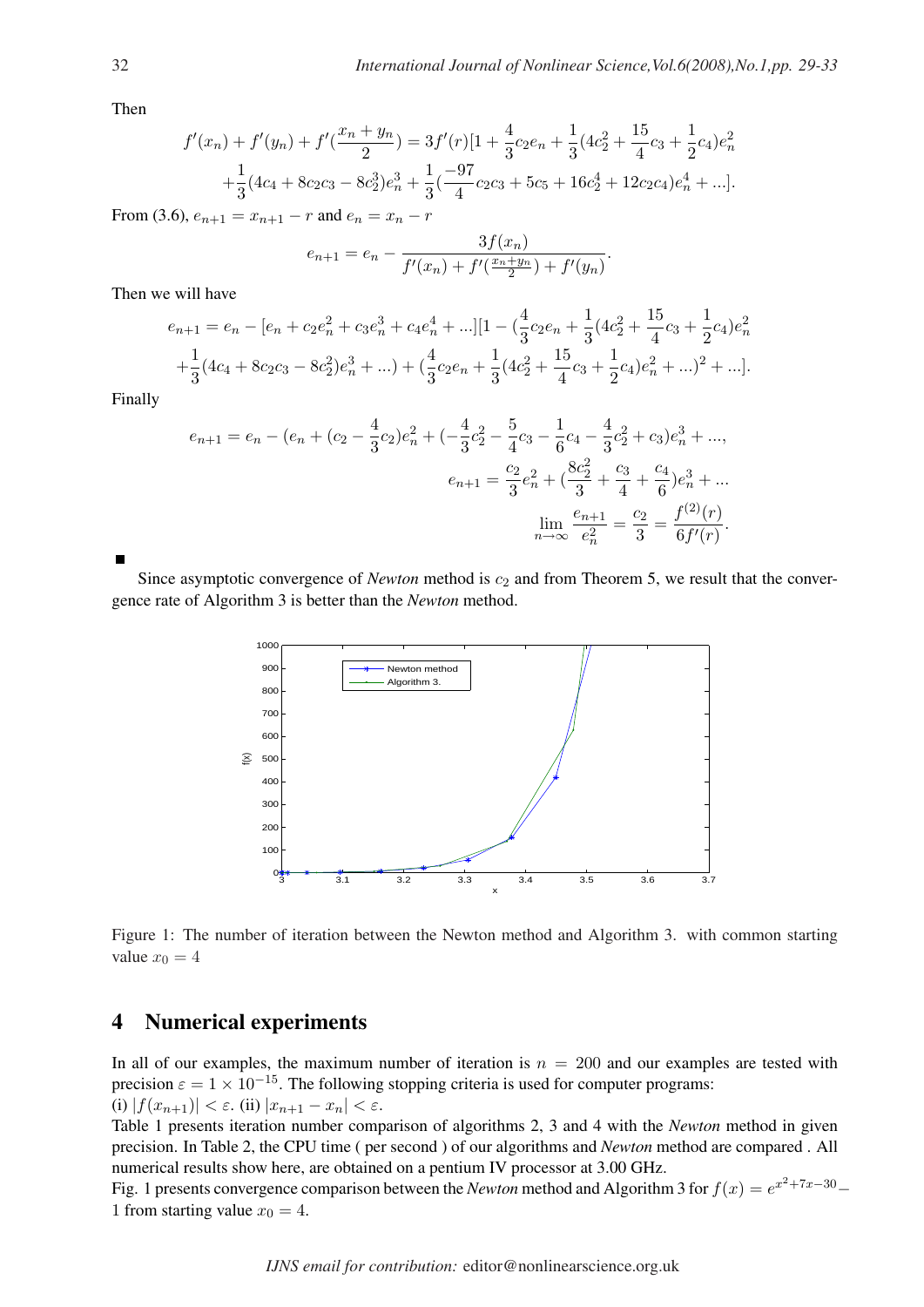Then

$$f'(x_n) + f'(y_n) + f'(\frac{x_n + y_n}{2}) = 3f'(r)[1 + \frac{4}{3}c_2 e_n + \frac{1}{3}(4c_2^2 + \frac{15}{4}c_3 + \frac{1}{2}c_4)e_n^2$$
$$+ \frac{1}{3}(4c_4 + 8c_2c_3 - 8c_2^3)e_n^3 + \frac{1}{3}(\frac{-97}{4}c_2c_3 + 5c_5 + 16c_2^4 + 12c_2c_4)e_n^4 + ...].$$

From (3.6), $e_{n+1} = x_{n+1} - r$ and $e_n = x_n - r$

$$e_{n+1} = e_n - \frac{3f(x_n)}{f'(x_n) + f'(\frac{x_n+y_n}{2}) + f'(y_n)}.$$

Then we will have

$$e_{n+1} = e_n - [e_n + c_2 e_n^2 + c_3 e_n^3 + c_4 e_n^4 + ...][1 - (\frac{4}{3}c_2 e_n + \frac{1}{3}(4c_2^2 + \frac{15}{4}c_3 + \frac{1}{2}c_4)e_n^2$$
$$+ \frac{1}{3}(4c_4 + 8c_2c_3 - 8c_2^2)e_n^3 + ...) + (\frac{4}{3}c_2 e_n + \frac{1}{3}(4c_2^2 + \frac{15}{4}c_3 + \frac{1}{2}c_4)e_n^2 + ...)^2 + ...].$$

Finally

$$e_{n+1} = e_n - (e_n + (c_2 - \frac{4}{3}c_2)e_n^2 + (-\frac{4}{3}c_2^2 - \frac{5}{4}c_3 - \frac{1}{6}c_4 - \frac{4}{3}c_2^2 + c_3)e_n^3 + ...,$$
$$e_{n+1} = \frac{c_2}{3}e_n^2 + (\frac{8c_2^2}{3} + \frac{c_3}{4} + \frac{c_4}{6})e_n^3 + ...$$
$$\lim_{n\to\infty} \frac{e_{n+1}}{e_n^2} = \frac{c_2}{3} = \frac{f^{(2)}(r)}{6f'(r)}.$$

■

Since asymptotic convergence of *Newton* method is $c_2$ and from Theorem 5, we result that the convergence rate of Algorithm 3 is better than the *Newton* method.

Figure 1: The number of iteration between the Newton method and Algorithm 3. with common starting value $x_0 = 4$

## 4 Numerical experiments

In all of our examples, the maximum number of iteration is $n = 200$ and our examples are tested with precision $\varepsilon = 1 \times 10^{-15}$. The following stopping criteria is used for computer programs:
(i) $|f(x_{n+1})| < \varepsilon$. (ii) $|x_{n+1} - x_n| < \varepsilon$.
Table 1 presents iteration number comparison of algorithms 2, 3 and 4 with the *Newton* method in given precision. In Table 2, the CPU time ( per second ) of our algorithms and *Newton* method are compared . All numerical results show here, are obtained on a pentium IV processor at 3.00 GHz.
Fig. 1 presents convergence comparison between the *Newton* method and Algorithm 3 for $f(x) = e^{x^2+7x-30} - 1$ from starting value $x_0 = 4$.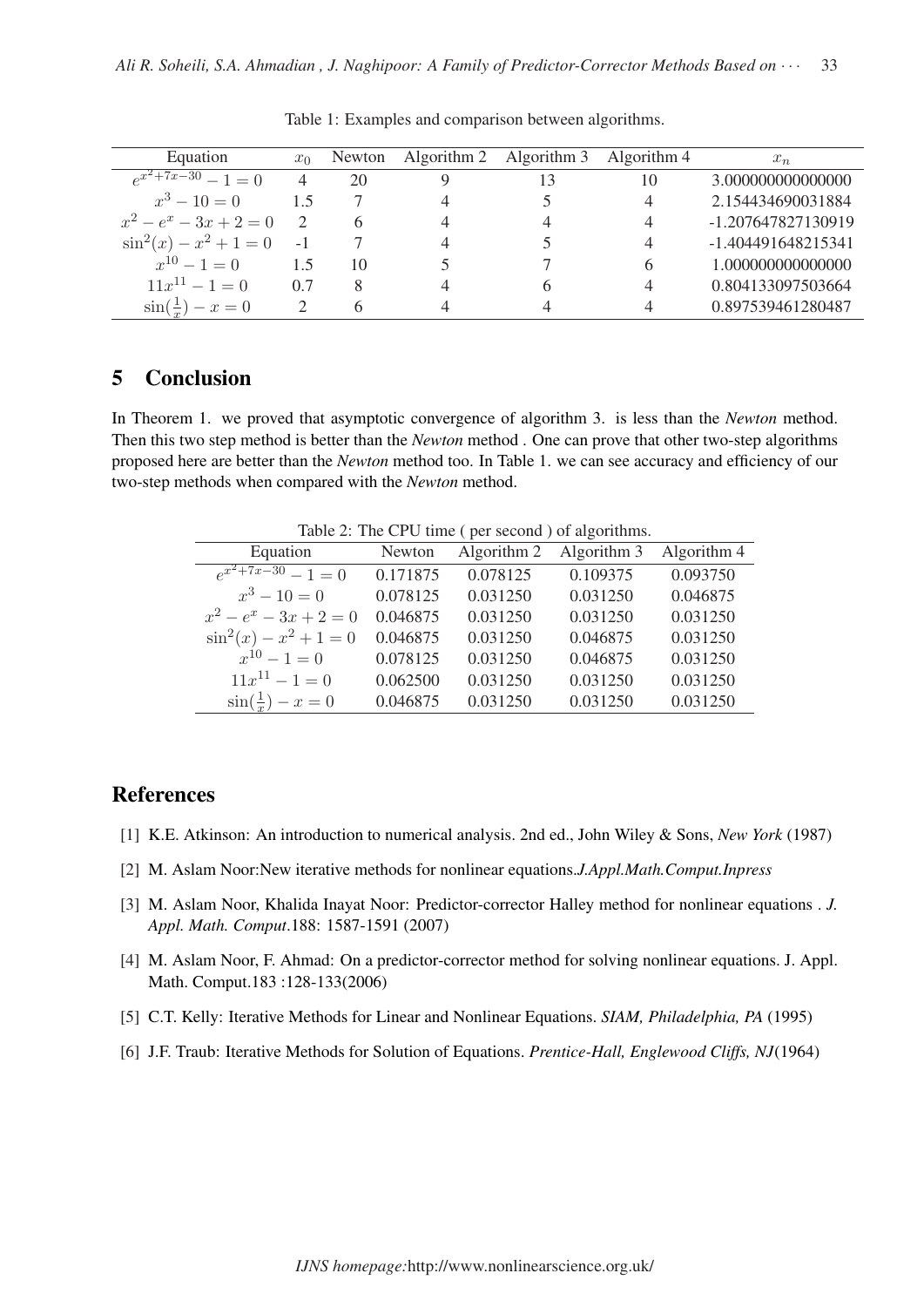Table 1: Examples and comparison between algorithms.

| Equation | $x_0$ | Newton | Algorithm 2 | Algorithm 3 | Algorithm 4 | $x_n$ |
|---|---|---|---|---|---|---|
| $e^{x^2+7x-30}-1=0$ | 4 | 20 | 9 | 13 | 10 | 3.000000000000000 |
| $x^3-10=0$ | 1.5 | 7 | 4 | 5 | 4 | 2.154434690031884 |
| $x^2-e^x-3x+2=0$ | 2 | 6 | 4 | 4 | 4 | -1.207647827130919 |
| $\sin^2(x)-x^2+1=0$ | -1 | 7 | 4 | 5 | 4 | -1.404491648215341 |
| $x^{10}-1=0$ | 1.5 | 10 | 5 | 7 | 6 | 1.000000000000000 |
| $11x^{11}-1=0$ | 0.7 | 8 | 4 | 6 | 4 | 0.804133097503664 |
| $\sin(\frac{1}{x})-x=0$ | 2 | 6 | 4 | 4 | 4 | 0.897539461280487 |

## 5 Conclusion

In Theorem 1. we proved that asymptotic convergence of algorithm 3. is less than the *Newton* method. Then this two step method is better than the *Newton* method . One can prove that other two-step algorithms proposed here are better than the *Newton* method too. In Table 1. we can see accuracy and efficiency of our two-step methods when compared with the *Newton* method.

Table 2: The CPU time ( per second ) of algorithms.

| Equation | Newton | Algorithm 2 | Algorithm 3 | Algorithm 4 |
|---|---|---|---|---|
| $e^{x^2+7x-30}-1=0$ | 0.171875 | 0.078125 | 0.109375 | 0.093750 |
| $x^3-10=0$ | 0.078125 | 0.031250 | 0.031250 | 0.046875 |
| $x^2-e^x-3x+2=0$ | 0.046875 | 0.031250 | 0.031250 | 0.031250 |
| $\sin^2(x)-x^2+1=0$ | 0.046875 | 0.031250 | 0.046875 | 0.031250 |
| $x^{10}-1=0$ | 0.078125 | 0.031250 | 0.046875 | 0.031250 |
| $11x^{11}-1=0$ | 0.062500 | 0.031250 | 0.031250 | 0.031250 |
| $\sin(\frac{1}{x})-x=0$ | 0.046875 | 0.031250 | 0.031250 | 0.031250 |

## References

[1] K.E. Atkinson: An introduction to numerical analysis. 2nd ed., John Wiley & Sons, *New York* (1987)

[2] M. Aslam Noor:New iterative methods for nonlinear equations.*J.Appl.Math.Comput.Inpress*

[3] M. Aslam Noor, Khalida Inayat Noor: Predictor-corrector Halley method for nonlinear equations . *J. Appl. Math. Comput*.188: 1587-1591 (2007)

[4] M. Aslam Noor, F. Ahmad: On a predictor-corrector method for solving nonlinear equations. J. Appl. Math. Comput.183 :128-133(2006)

[5] C.T. Kelly: Iterative Methods for Linear and Nonlinear Equations. *SIAM, Philadelphia, PA* (1995)

[6] J.F. Traub: Iterative Methods for Solution of Equations. *Prentice-Hall, Englewood Cliffs, NJ*(1964)